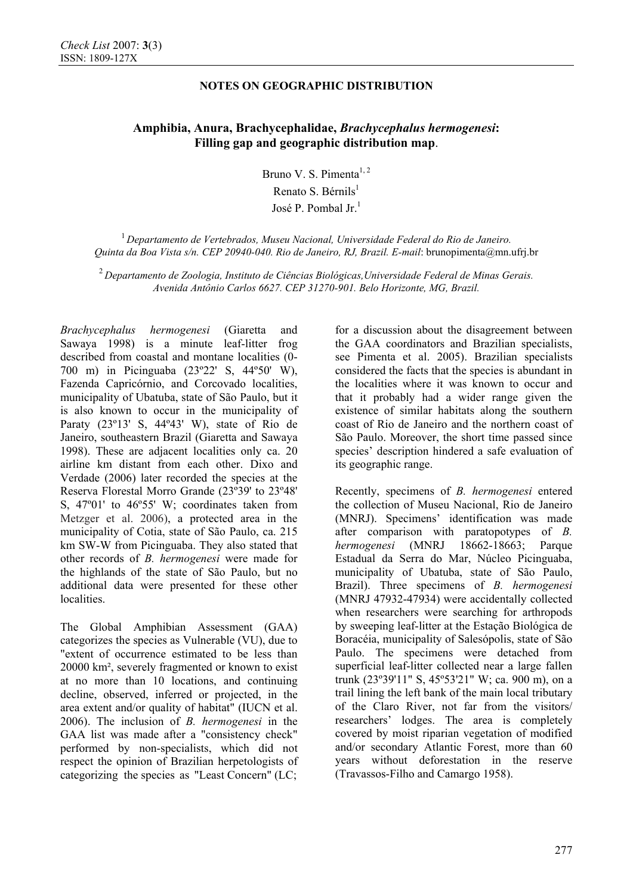**NOTES ON GEOGRAPHIC DISTRIBUTION**

# Amphibia, Anura, Brachycephalidae, *Brachycephalus hermogenesi*: Filling gap and geographic distribution map.

Bruno V. S. Pimenta[1, 2]
Renato S. Bérnils[1]
José P. Pombal Jr.[1]

[1] *Departamento de Vertebrados, Museu Nacional, Universidade Federal do Rio de Janeiro. Quinta da Boa Vista s/n. CEP 20940-040. Rio de Janeiro, RJ, Brazil. E-mail*: brunopimenta@mn.ufrj.br

[2] *Departamento de Zoologia, Instituto de Ciências Biológicas,Universidade Federal de Minas Gerais. Avenida Antônio Carlos 6627. CEP 31270-901. Belo Horizonte, MG, Brazil.*

*Brachycephalus hermogenesi* (Giaretta and Sawaya 1998) is a minute leaf-litter frog described from coastal and montane localities (0-700 m) in Picinguaba (23º22' S, 44º50' W), Fazenda Capricórnio, and Corcovado localities, municipality of Ubatuba, state of São Paulo, but it is also known to occur in the municipality of Paraty (23º13' S, 44º43' W), state of Rio de Janeiro, southeastern Brazil (Giaretta and Sawaya 1998). These are adjacent localities only ca. 20 airline km distant from each other. Dixo and Verdade (2006) later recorded the species at the Reserva Florestal Morro Grande (23º39' to 23º48' S, 47º01' to 46º55' W; coordinates taken from Metzger et al. 2006), a protected area in the municipality of Cotia, state of São Paulo, ca. 215 km SW-W from Picinguaba. They also stated that other records of *B. hermogenesi* were made for the highlands of the state of São Paulo, but no additional data were presented for these other localities.

The Global Amphibian Assessment (GAA) categorizes the species as Vulnerable (VU), due to "extent of occurrence estimated to be less than 20000 km², severely fragmented or known to exist at no more than 10 locations, and continuing decline, observed, inferred or projected, in the area extent and/or quality of habitat" (IUCN et al. 2006). The inclusion of *B. hermogenesi* in the GAA list was made after a "consistency check" performed by non-specialists, which did not respect the opinion of Brazilian herpetologists of categorizing the species as "Least Concern" (LC; for a discussion about the disagreement between the GAA coordinators and Brazilian specialists, see Pimenta et al. 2005). Brazilian specialists considered the facts that the species is abundant in the localities where it was known to occur and that it probably had a wider range given the existence of similar habitats along the southern coast of Rio de Janeiro and the northern coast of São Paulo. Moreover, the short time passed since species' description hindered a safe evaluation of its geographic range.

Recently, specimens of *B. hermogenesi* entered the collection of Museu Nacional, Rio de Janeiro (MNRJ). Specimens' identification was made after comparison with paratopotypes of *B. hermogenesi* (MNRJ 18662-18663; Parque Estadual da Serra do Mar, Núcleo Picinguaba, municipality of Ubatuba, state of São Paulo, Brazil). Three specimens of *B. hermogenesi* (MNRJ 47932-47934) were accidentally collected when researchers were searching for arthropods by sweeping leaf-litter at the Estação Biológica de Boracéia, municipality of Salesópolis, state of São Paulo. The specimens were detached from superficial leaf-litter collected near a large fallen trunk (23º39'11" S, 45º53'21" W; ca. 900 m), on a trail lining the left bank of the main local tributary of the Claro River, not far from the visitors/ researchers' lodges. The area is completely covered by moist riparian vegetation of modified and/or secondary Atlantic Forest, more than 60 years without deforestation in the reserve (Travassos-Filho and Camargo 1958).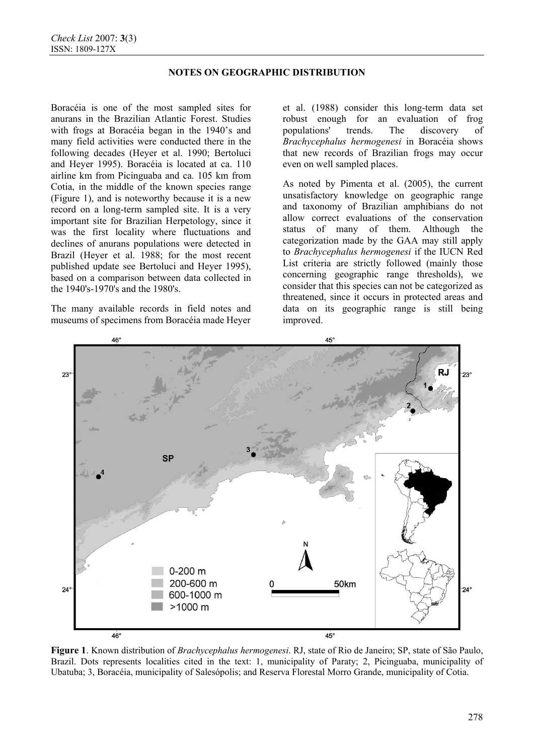## NOTES ON GEOGRAPHIC DISTRIBUTION

Boracéia is one of the most sampled sites for anurans in the Brazilian Atlantic Forest. Studies with frogs at Boracéia began in the 1940's and many field activities were conducted there in the following decades (Heyer et al. 1990; Bertoluci and Heyer 1995). Boracéia is located at ca. 110 airline km from Picinguaba and ca. 105 km from Cotia, in the middle of the known species range (Figure 1), and is noteworthy because it is a new record on a long-term sampled site. It is a very important site for Brazilian Herpetology, since it was the first locality where fluctuations and declines of anurans populations were detected in Brazil (Heyer et al. 1988; for the most recent published update see Bertoluci and Heyer 1995), based on a comparison between data collected in the 1940's-1970's and the 1980's.

The many available records in field notes and museums of specimens from Boracéia made Heyer et al. (1988) consider this long-term data set robust enough for an evaluation of frog populations' trends. The discovery of *Brachycephalus hermogenesi* in Boracéia shows that new records of Brazilian frogs may occur even on well sampled places.

As noted by Pimenta et al. (2005), the current unsatisfactory knowledge on geographic range and taxonomy of Brazilian amphibians do not allow correct evaluations of the conservation status of many of them. Although the categorization made by the GAA may still apply to *Brachycephalus hermogenesi* if the IUCN Red List criteria are strictly followed (mainly those concerning geographic range thresholds), we consider that this species can not be categorized as threatened, since it occurs in protected areas and data on its geographic range is still being improved.

**Figure 1**. Known distribution of *Brachycephalus hermogenesi*. RJ, state of Rio de Janeiro; SP, state of São Paulo, Brazil. Dots represents localities cited in the text: 1, municipality of Paraty; 2, Picinguaba, municipality of Ubatuba; 3, Boracéia, municipality of Salesópolis; and Reserva Florestal Morro Grande, municipality of Cotia.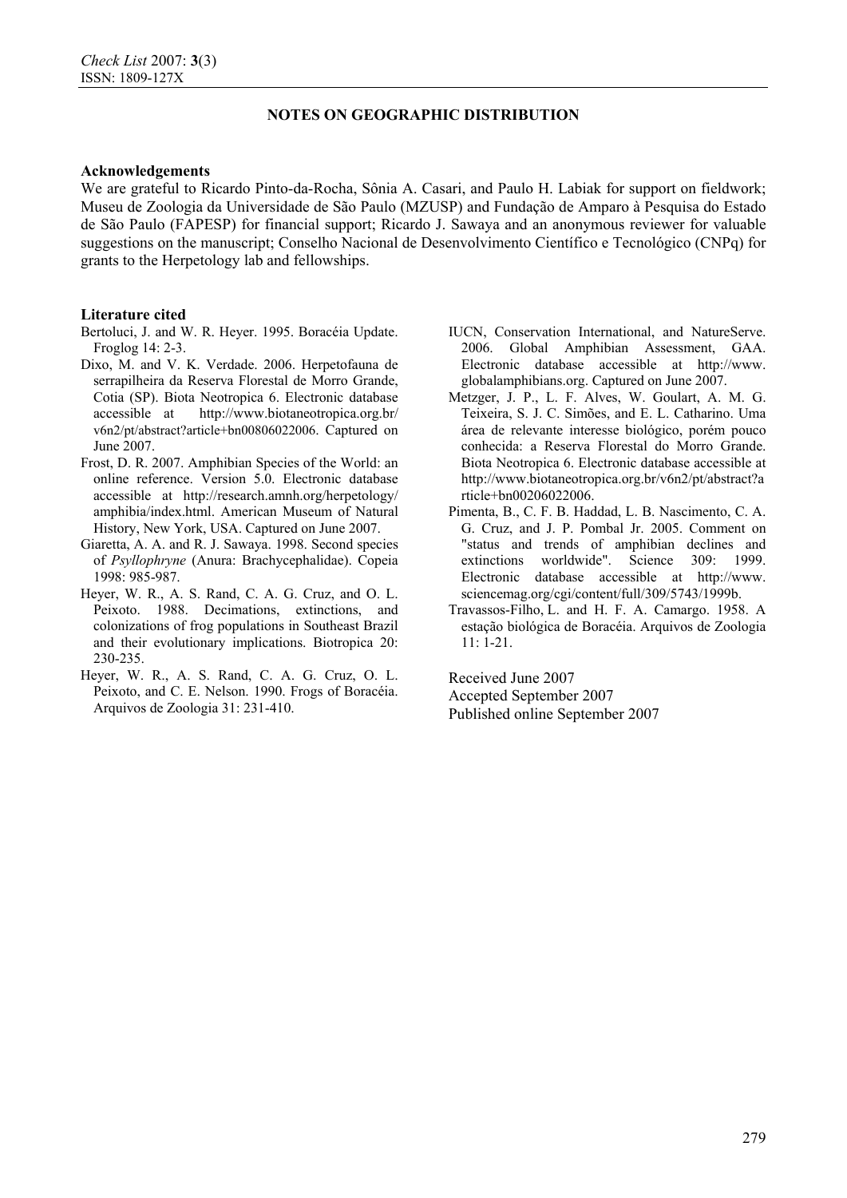**NOTES ON GEOGRAPHIC DISTRIBUTION**

## Acknowledgements

We are grateful to Ricardo Pinto-da-Rocha, Sônia A. Casari, and Paulo H. Labiak for support on fieldwork; Museu de Zoologia da Universidade de São Paulo (MZUSP) and Fundação de Amparo à Pesquisa do Estado de São Paulo (FAPESP) for financial support; Ricardo J. Sawaya and an anonymous reviewer for valuable suggestions on the manuscript; Conselho Nacional de Desenvolvimento Científico e Tecnológico (CNPq) for grants to the Herpetology lab and fellowships.

## Literature cited

Bertoluci, J. and W. R. Heyer. 1995. Boracéia Update. Froglog 14: 2-3.

Dixo, M. and V. K. Verdade. 2006. Herpetofauna de serrapilheira da Reserva Florestal de Morro Grande, Cotia (SP). Biota Neotropica 6. Electronic database accessible at http://www.biotaneotropica.org.br/v6n2/pt/abstract?article+bn00806022006. Captured on June 2007.

Frost, D. R. 2007. Amphibian Species of the World: an online reference. Version 5.0. Electronic database accessible at http://research.amnh.org/herpetology/amphibia/index.html. American Museum of Natural History, New York, USA. Captured on June 2007.

Giaretta, A. A. and R. J. Sawaya. 1998. Second species of *Psyllophryne* (Anura: Brachycephalidae). Copeia 1998: 985-987.

Heyer, W. R., A. S. Rand, C. A. G. Cruz, and O. L. Peixoto. 1988. Decimations, extinctions, and colonizations of frog populations in Southeast Brazil and their evolutionary implications. Biotropica 20: 230-235.

Heyer, W. R., A. S. Rand, C. A. G. Cruz, O. L. Peixoto, and C. E. Nelson. 1990. Frogs of Boracéia. Arquivos de Zoologia 31: 231-410.

IUCN, Conservation International, and NatureServe. 2006. Global Amphibian Assessment, GAA. Electronic database accessible at http://www.globalamphibians.org. Captured on June 2007.

Metzger, J. P., L. F. Alves, W. Goulart, A. M. G. Teixeira, S. J. C. Simões, and E. L. Catharino. Uma área de relevante interesse biológico, porém pouco conhecida: a Reserva Florestal do Morro Grande. Biota Neotropica 6. Electronic database accessible at http://www.biotaneotropica.org.br/v6n2/pt/abstract?article+bn00206022006.

Pimenta, B., C. F. B. Haddad, L. B. Nascimento, C. A. G. Cruz, and J. P. Pombal Jr. 2005. Comment on "status and trends of amphibian declines and extinctions worldwide". Science 309: 1999. Electronic database accessible at http://www.sciencemag.org/cgi/content/full/309/5743/1999b.

Travassos-Filho, L. and H. F. A. Camargo. 1958. A estação biológica de Boracéia. Arquivos de Zoologia 11: 1-21.

Received June 2007
Accepted September 2007
Published online September 2007